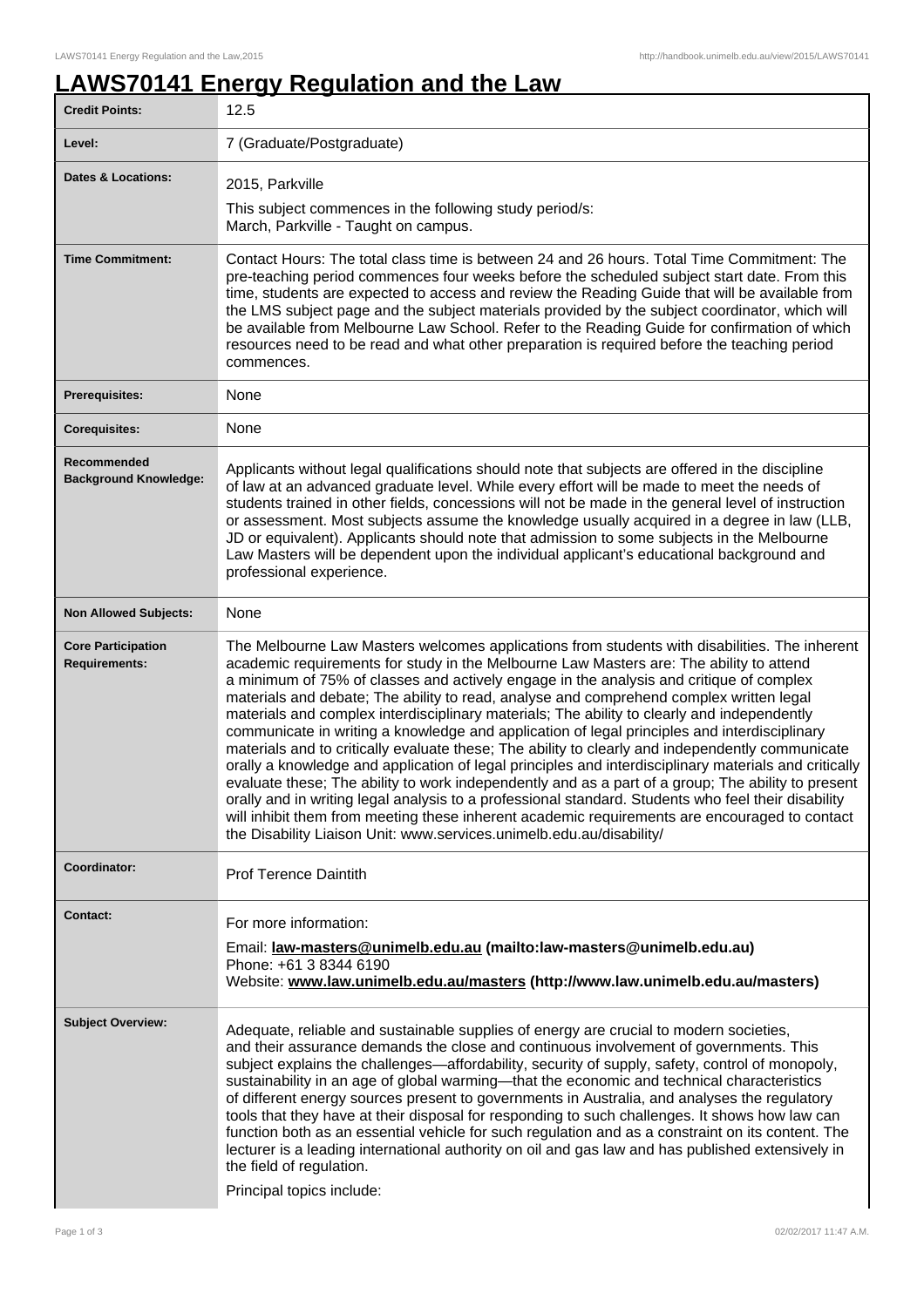# LAWS70141 Energy Regulation and the Law

| | |
|---|---|
| **Credit Points:** | 12.5 |
| **Level:** | 7 (Graduate/Postgraduate) |
| **Dates & Locations:** | 2015, Parkville<br>This subject commences in the following study period/s:<br>March, Parkville - Taught on campus. |
| **Time Commitment:** | Contact Hours: The total class time is between 24 and 26 hours. Total Time Commitment: The pre-teaching period commences four weeks before the scheduled subject start date. From this time, students are expected to access and review the Reading Guide that will be available from the LMS subject page and the subject materials provided by the subject coordinator, which will be available from Melbourne Law School. Refer to the Reading Guide for confirmation of which resources need to be read and what other preparation is required before the teaching period commences. |
| **Prerequisites:** | None |
| **Corequisites:** | None |
| **Recommended Background Knowledge:** | Applicants without legal qualifications should note that subjects are offered in the discipline of law at an advanced graduate level. While every effort will be made to meet the needs of students trained in other fields, concessions will not be made in the general level of instruction or assessment. Most subjects assume the knowledge usually acquired in a degree in law (LLB, JD or equivalent). Applicants should note that admission to some subjects in the Melbourne Law Masters will be dependent upon the individual applicant's educational background and professional experience. |
| **Non Allowed Subjects:** | None |
| **Core Participation Requirements:** | The Melbourne Law Masters welcomes applications from students with disabilities. The inherent academic requirements for study in the Melbourne Law Masters are: The ability to attend a minimum of 75% of classes and actively engage in the analysis and critique of complex materials and debate; The ability to read, analyse and comprehend complex written legal materials and complex interdisciplinary materials; The ability to clearly and independently communicate in writing a knowledge and application of legal principles and interdisciplinary materials and to critically evaluate these; The ability to clearly and independently communicate orally a knowledge and application of legal principles and interdisciplinary materials and critically evaluate these; The ability to work independently and as a part of a group; The ability to present orally and in writing legal analysis to a professional standard. Students who feel their disability will inhibit them from meeting these inherent academic requirements are encouraged to contact the Disability Liaison Unit: www.services.unimelb.edu.au/disability/ |
| **Coordinator:** | Prof Terence Daintith |
| **Contact:** | For more information:<br>Email: **law-masters@unimelb.edu.au (mailto:law-masters@unimelb.edu.au)**<br>Phone: +61 3 8344 6190<br>Website: **www.law.unimelb.edu.au/masters (http://www.law.unimelb.edu.au/masters)** |
| **Subject Overview:** | Adequate, reliable and sustainable supplies of energy are crucial to modern societies, and their assurance demands the close and continuous involvement of governments. This subject explains the challenges—affordability, security of supply, safety, control of monopoly, sustainability in an age of global warming—that the economic and technical characteristics of different energy sources present to governments in Australia, and analyses the regulatory tools that they have at their disposal for responding to such challenges. It shows how law can function both as an essential vehicle for such regulation and as a constraint on its content. The lecturer is a leading international authority on oil and gas law and has published extensively in the field of regulation.<br>Principal topics include: |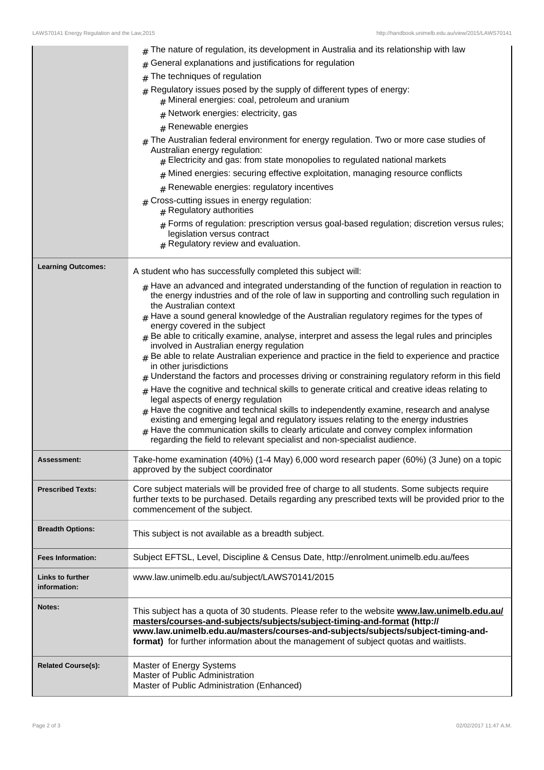| | |
|---|---|
| | # The nature of regulation, its development in Australia and its relationship with law<br># General explanations and justifications for regulation<br># The techniques of regulation<br># Regulatory issues posed by the supply of different types of energy:<br>  # Mineral energies: coal, petroleum and uranium<br>  # Network energies: electricity, gas<br>  # Renewable energies<br># The Australian federal environment for energy regulation. Two or more case studies of Australian energy regulation:<br>  # Electricity and gas: from state monopolies to regulated national markets<br>  # Mined energies: securing effective exploitation, managing resource conflicts<br>  # Renewable energies: regulatory incentives<br># Cross-cutting issues in energy regulation:<br>  # Regulatory authorities<br>  # Forms of regulation: prescription versus goal-based regulation; discretion versus rules; legislation versus contract<br>  # Regulatory review and evaluation. |
| **Learning Outcomes:** | A student who has successfully completed this subject will:<br># Have an advanced and integrated understanding of the function of regulation in reaction to the energy industries and of the role of law in supporting and controlling such regulation in the Australian context<br># Have a sound general knowledge of the Australian regulatory regimes for the types of energy covered in the subject<br># Be able to critically examine, analyse, interpret and assess the legal rules and principles involved in Australian energy regulation<br># Be able to relate Australian experience and practice in the field to experience and practice in other jurisdictions<br># Understand the factors and processes driving or constraining regulatory reform in this field<br># Have the cognitive and technical skills to generate critical and creative ideas relating to legal aspects of energy regulation<br># Have the cognitive and technical skills to independently examine, research and analyse existing and emerging legal and regulatory issues relating to the energy industries<br># Have the communication skills to clearly articulate and convey complex information regarding the field to relevant specialist and non-specialist audience. |
| **Assessment:** | Take-home examination (40%) (1-4 May) 6,000 word research paper (60%) (3 June) on a topic approved by the subject coordinator |
| **Prescribed Texts:** | Core subject materials will be provided free of charge to all students. Some subjects require further texts to be purchased. Details regarding any prescribed texts will be provided prior to the commencement of the subject. |
| **Breadth Options:** | This subject is not available as a breadth subject. |
| **Fees Information:** | Subject EFTSL, Level, Discipline & Census Date, http://enrolment.unimelb.edu.au/fees |
| **Links to further information:** | www.law.unimelb.edu.au/subject/LAWS70141/2015 |
| **Notes:** | This subject has a quota of 30 students. Please refer to the website **www.law.unimelb.edu.au/masters/courses-and-subjects/subjects/subject-timing-and-format (http://www.law.unimelb.edu.au/masters/courses-and-subjects/subjects/subject-timing-and-format)** for further information about the management of subject quotas and waitlists. |
| **Related Course(s):** | Master of Energy Systems<br>Master of Public Administration<br>Master of Public Administration (Enhanced) |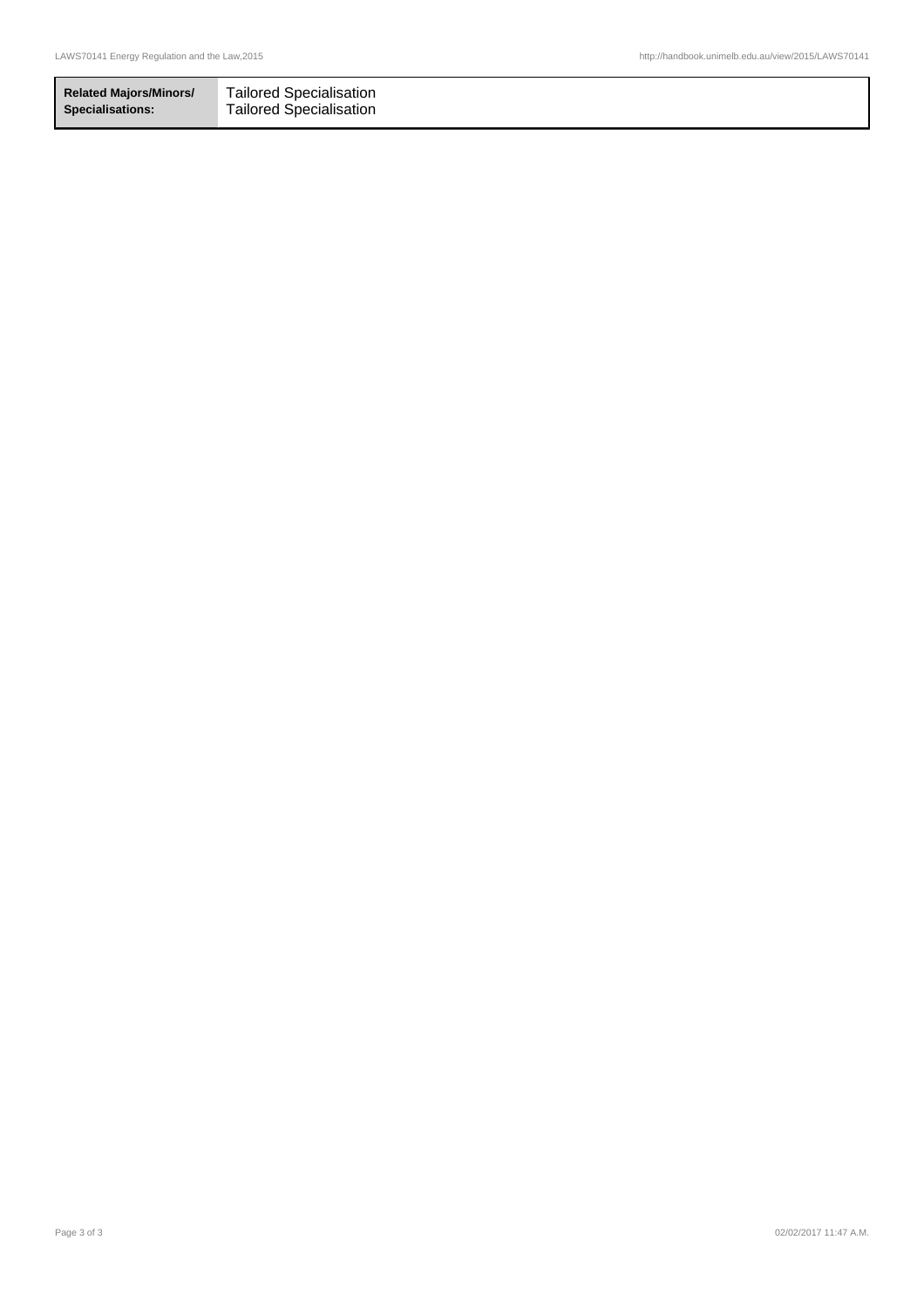| | |
|---|---|
| **Related Majors/Minors/ Specialisations:** | Tailored Specialisation<br>Tailored Specialisation |